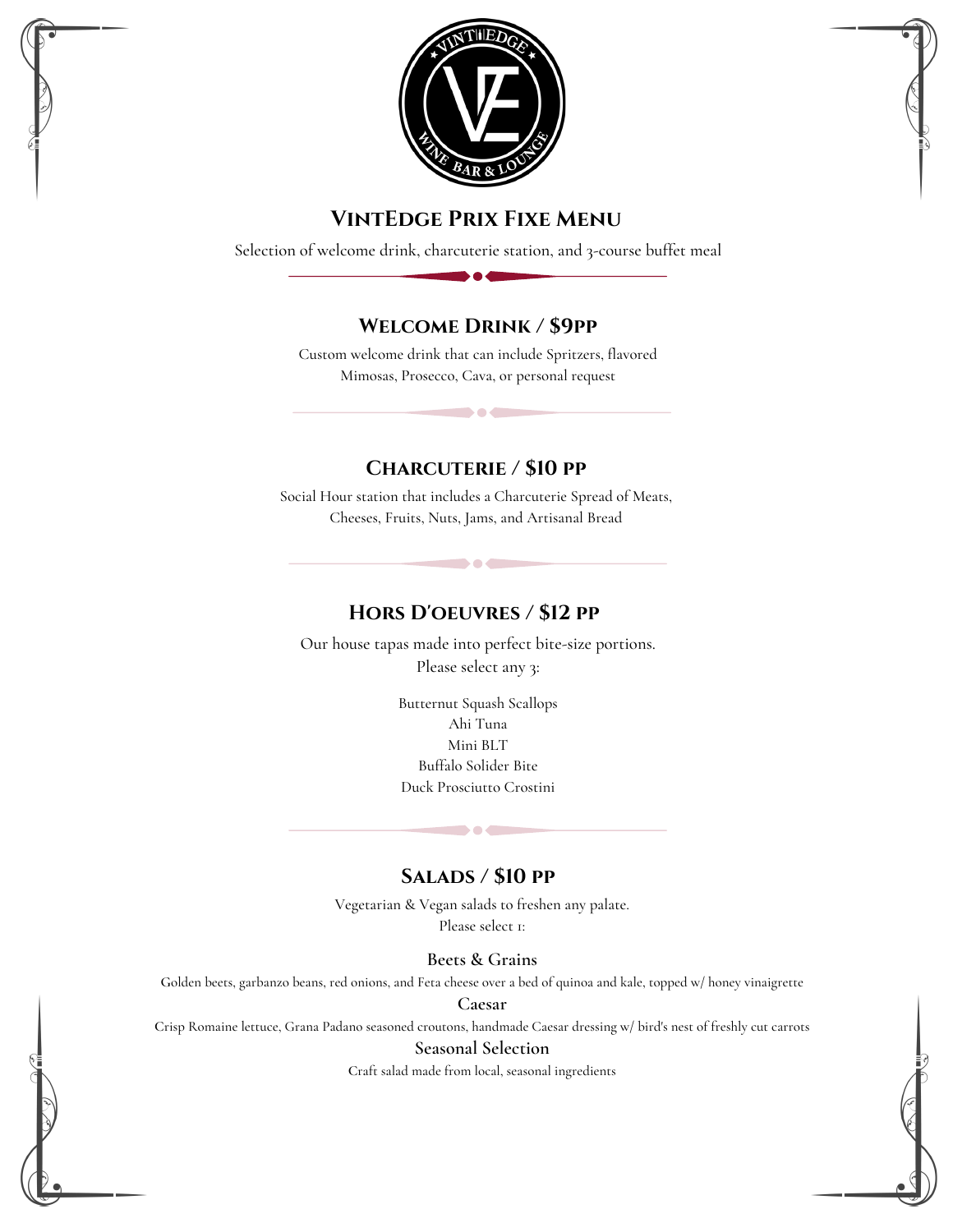# VintEdge Prix Fixe Menu

Selection of welcome drink, charcuterie station, and 3-course buffet meal

## Welcome Drink / $9pp

Custom welcome drink that can include Spritzers, flavored Mimosas, Prosecco, Cava, or personal request

## Charcuterie / $10 pp

Social Hour station that includes a Charcuterie Spread of Meats, Cheeses, Fruits, Nuts, Jams, and Artisanal Bread

## Hors D'oeuvres / $12 pp

Our house tapas made into perfect bite-size portions.
Please select any 3:

Butternut Squash Scallops
Ahi Tuna
Mini BLT
Buffalo Solider Bite
Duck Prosciutto Crostini

## Salads / $10 pp

Vegetarian & Vegan salads to freshen any palate.
Please select 1:

**Beets & Grains**

Golden beets, garbanzo beans, red onions, and Feta cheese over a bed of quinoa and kale, topped w/ honey vinaigrette

**Caesar**

Crisp Romaine lettuce, Grana Padano seasoned croutons, handmade Caesar dressing w/ bird's nest of freshly cut carrots

**Seasonal Selection**

Craft salad made from local, seasonal ingredients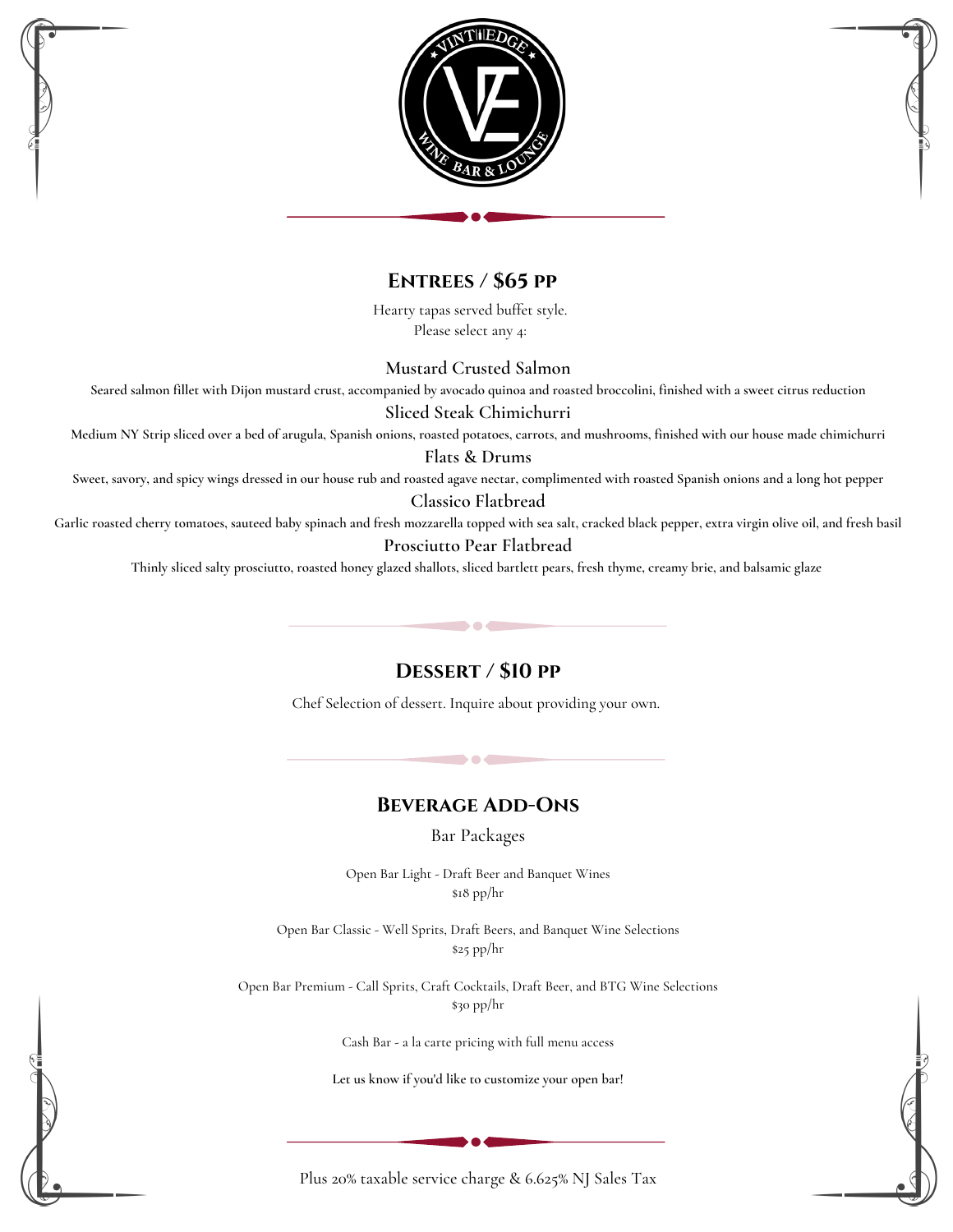## Entrees / $65 pp

Hearty tapas served buffet style.
Please select any 4:

### Mustard Crusted Salmon

Seared salmon fillet with Dijon mustard crust, accompanied by avocado quinoa and roasted broccolini, finished with a sweet citrus reduction

### Sliced Steak Chimichurri

Medium NY Strip sliced over a bed of arugula, Spanish onions, roasted potatoes, carrots, and mushrooms, finished with our house made chimichurri

### Flats & Drums

Sweet, savory, and spicy wings dressed in our house rub and roasted agave nectar, complimented with roasted Spanish onions and a long hot pepper

### Classico Flatbread

Garlic roasted cherry tomatoes, sauteed baby spinach and fresh mozzarella topped with sea salt, cracked black pepper, extra virgin olive oil, and fresh basil

### Prosciutto Pear Flatbread

Thinly sliced salty prosciutto, roasted honey glazed shallots, sliced bartlett pears, fresh thyme, creamy brie, and balsamic glaze

## Dessert / $10 pp

Chef Selection of dessert. Inquire about providing your own.

## Beverage Add-Ons

Bar Packages

Open Bar Light - Draft Beer and Banquet Wines
$18 pp/hr

Open Bar Classic - Well Sprits, Draft Beers, and Banquet Wine Selections
$25 pp/hr

Open Bar Premium - Call Sprits, Craft Cocktails, Draft Beer, and BTG Wine Selections
$30 pp/hr

Cash Bar - a la carte pricing with full menu access

Let us know if you'd like to customize your open bar!

Plus 20% taxable service charge & 6.625% NJ Sales Tax